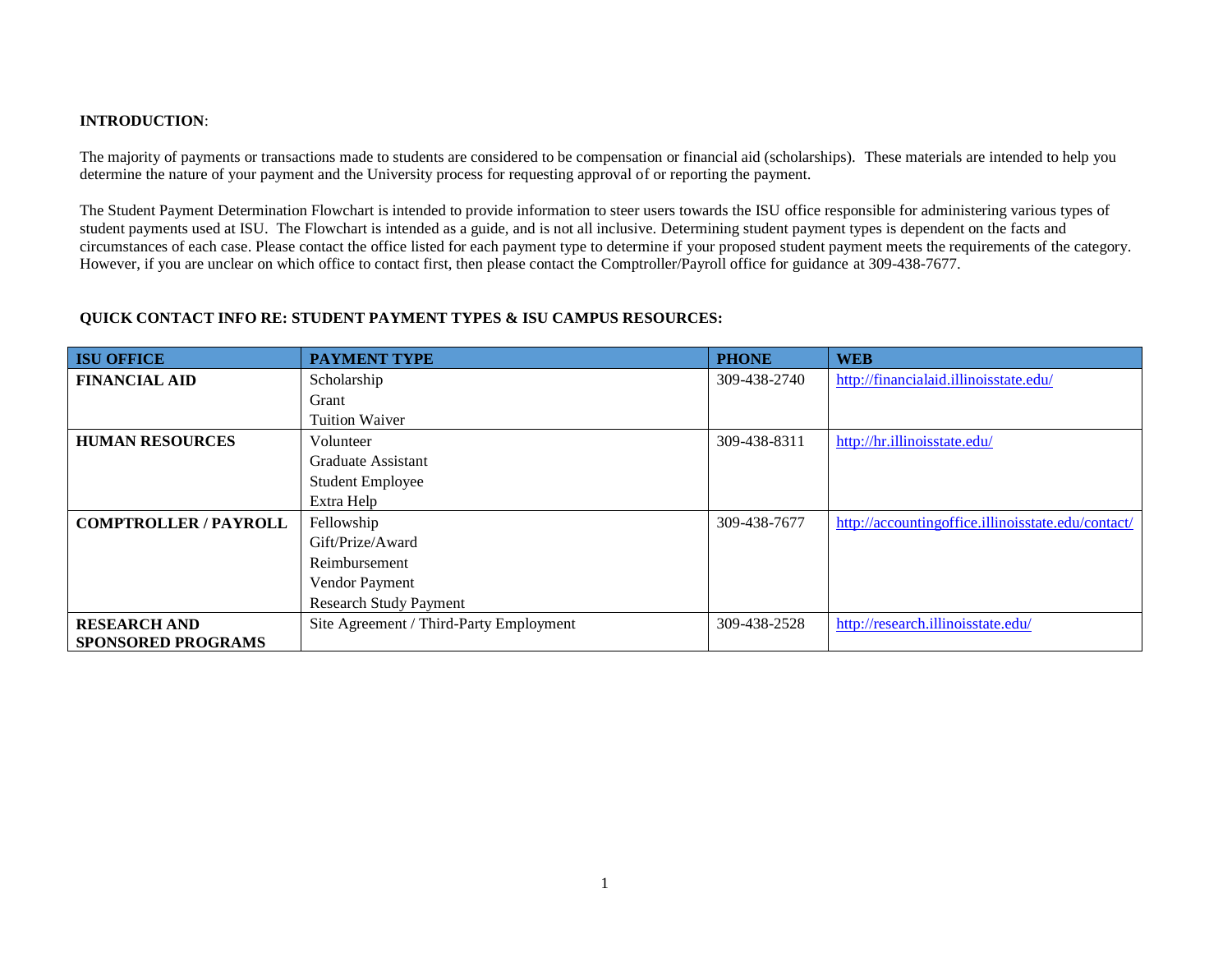**INTRODUCTION**:

The majority of payments or transactions made to students are considered to be compensation or financial aid (scholarships). These materials are intended to help you determine the nature of your payment and the University process for requesting approval of or reporting the payment.

The Student Payment Determination Flowchart is intended to provide information to steer users towards the ISU office responsible for administering various types of student payments used at ISU. The Flowchart is intended as a guide, and is not all inclusive. Determining student payment types is dependent on the facts and circumstances of each case. Please contact the office listed for each payment type to determine if your proposed student payment meets the requirements of the category. However, if you are unclear on which office to contact first, then please contact the Comptroller/Payroll office for guidance at 309-438-7677.

**QUICK CONTACT INFO RE: STUDENT PAYMENT TYPES & ISU CAMPUS RESOURCES:**

| ISU OFFICE | PAYMENT TYPE | PHONE | WEB |
|---|---|---|---|
| **FINANCIAL AID** | Scholarship<br>Grant<br>Tuition Waiver | 309-438-2740 | http://financialaid.illinoisstate.edu/ |
| **HUMAN RESOURCES** | Volunteer<br>Graduate Assistant<br>Student Employee<br>Extra Help | 309-438-8311 | http://hr.illinoisstate.edu/ |
| **COMPTROLLER / PAYROLL** | Fellowship<br>Gift/Prize/Award<br>Reimbursement<br>Vendor Payment<br>Research Study Payment | 309-438-7677 | http://accountingoffice.illinoisstate.edu/contact/ |
| **RESEARCH AND SPONSORED PROGRAMS** | Site Agreement / Third-Party Employment | 309-438-2528 | http://research.illinoisstate.edu/ |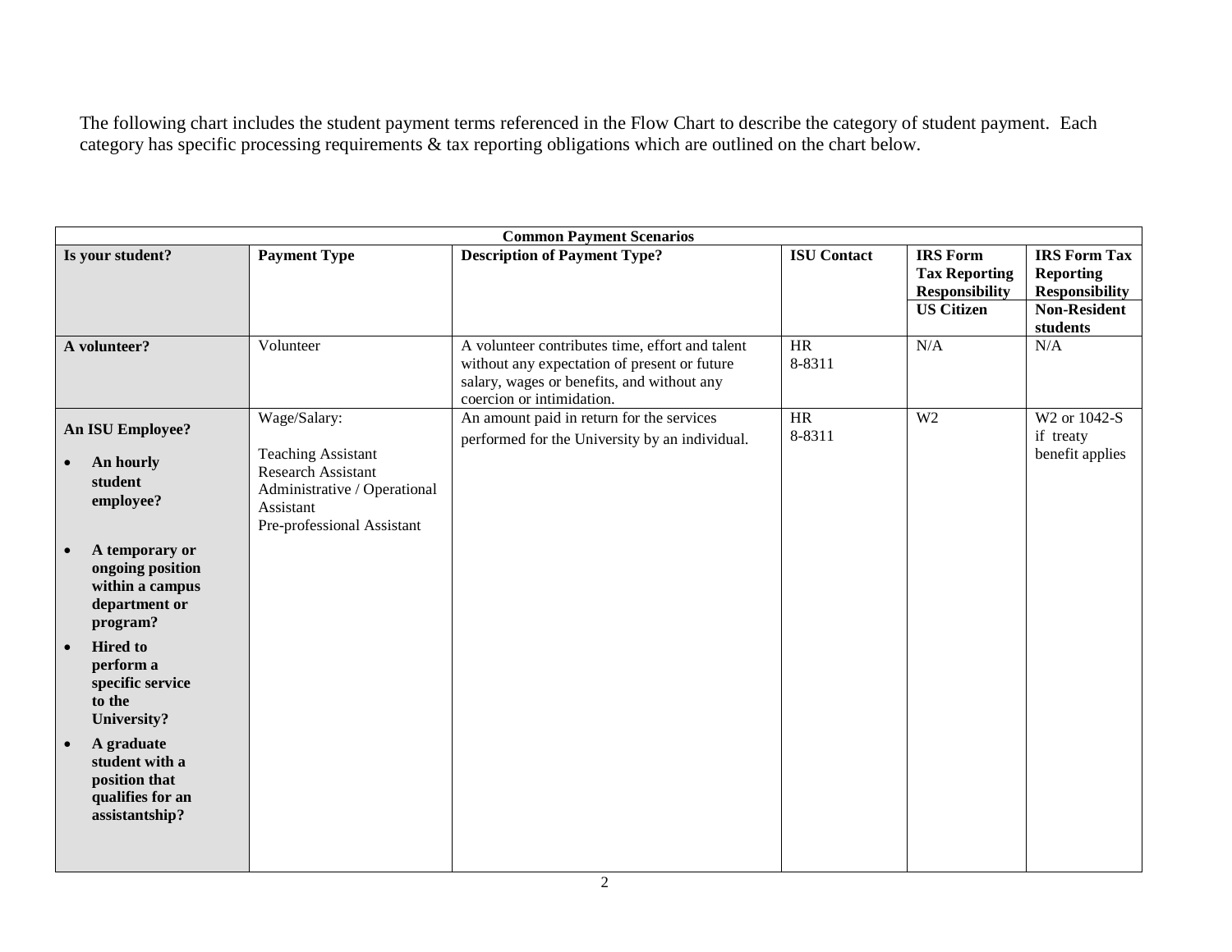The following chart includes the student payment terms referenced in the Flow Chart to describe the category of student payment. Each category has specific processing requirements & tax reporting obligations which are outlined on the chart below.

| **Common Payment Scenarios** | | | | | |
|---|---|---|---|---|---|
| **Is your student?** | **Payment Type** | **Description of Payment Type?** | **ISU Contact** | **IRS Form Tax Reporting Responsibility** **US Citizen** | **IRS Form Tax Reporting Responsibility** **Non-Resident students** |
| **A volunteer?** | Volunteer | A volunteer contributes time, effort and talent without any expectation of present or future salary, wages or benefits, and without any coercion or intimidation. | HR 8-8311 | N/A | N/A |
| **An ISU Employee?**<br>• **An hourly student employee?**<br>• **A temporary or ongoing position within a campus department or program?**<br>• **Hired to perform a specific service to the University?**<br>• **A graduate student with a position that qualifies for an assistantship?** | Wage/Salary:<br><br>Teaching Assistant<br>Research Assistant<br>Administrative / Operational Assistant<br>Pre-professional Assistant | An amount paid in return for the services performed for the University by an individual. | HR 8-8311 | W2 | W2 or 1042-S if treaty benefit applies |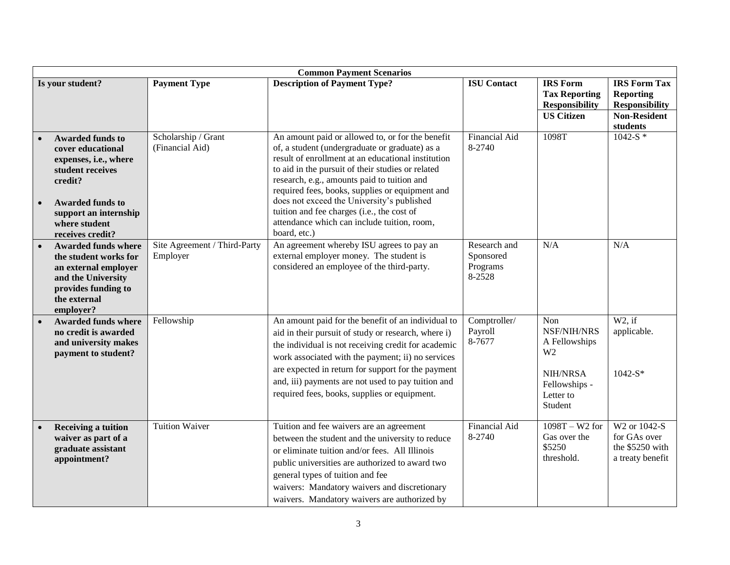| Common Payment Scenarios | | | | | |
|---|---|---|---|---|---|
| **Is your student?** | **Payment Type** | **Description of Payment Type?** | **ISU Contact** | **IRS Form Tax Reporting Responsibility** | **IRS Form Tax Reporting Responsibility** |
| | | | | **US Citizen** | **Non-Resident students** |
| • **Awarded funds to cover educational expenses, i.e., where student receives credit?**<br><br>• **Awarded funds to support an internship where student receives credit?** | Scholarship / Grant (Financial Aid) | An amount paid or allowed to, or for the benefit of, a student (undergraduate or graduate) as a result of enrollment at an educational institution to aid in the pursuit of their studies or related research, e.g., amounts paid to tuition and required fees, books, supplies or equipment and does not exceed the University's published tuition and fee charges (i.e., the cost of attendance which can include tuition, room, board, etc.) | Financial Aid 8-2740 | 1098T | 1042-S * |
| • **Awarded funds where the student works for an external employer and the University provides funding to the external employer?** | Site Agreement / Third-Party Employer | An agreement whereby ISU agrees to pay an external employer money. The student is considered an employee of the third-party. | Research and Sponsored Programs 8-2528 | N/A | N/A |
| • **Awarded funds where no credit is awarded and university makes payment to student?** | Fellowship | An amount paid for the benefit of an individual to aid in their pursuit of study or research, where i) the individual is not receiving credit for academic work associated with the payment; ii) no services are expected in return for support for the payment and, iii) payments are not used to pay tuition and required fees, books, supplies or equipment. | Comptroller/ Payroll 8-7677 | Non NSF/NIH/NRSA Fellowships W2<br><br>NIH/NRSA Fellowships - Letter to Student | W2, if applicable.<br><br>1042-S* |
| • **Receiving a tuition waiver as part of a graduate assistant appointment?** | Tuition Waiver | Tuition and fee waivers are an agreement between the student and the university to reduce or eliminate tuition and/or fees. All Illinois public universities are authorized to award two general types of tuition and fee waivers: Mandatory waivers and discretionary waivers. Mandatory waivers are authorized by | Financial Aid 8-2740 | 1098T – W2 for Gas over the $5250 threshold. | W2 or 1042-S for GAs over the $5250 with a treaty benefit |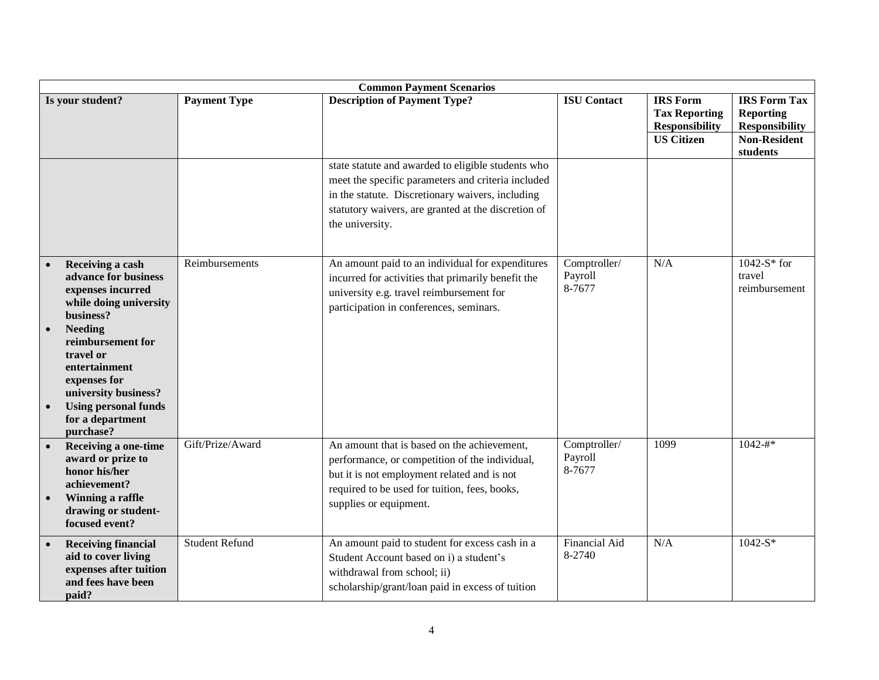| Common Payment Scenarios | | | | | |
|---|---|---|---|---|---|
| **Is your student?** | **Payment Type** | **Description of Payment Type?** | **ISU Contact** | **IRS Form Tax Reporting Responsibility** | **IRS Form Tax Reporting Responsibility** |
| | | | | **US Citizen** | **Non-Resident students** |
| | | state statute and awarded to eligible students who meet the specific parameters and criteria included in the statute. Discretionary waivers, including statutory waivers, are granted at the discretion of the university. | | | |
| • **Receiving a cash advance for business expenses incurred while doing university business?**<br>• **Needing reimbursement for travel or entertainment expenses for university business?**<br>• **Using personal funds for a department purchase?** | Reimbursements | An amount paid to an individual for expenditures incurred for activities that primarily benefit the university e.g. travel reimbursement for participation in conferences, seminars. | Comptroller/ Payroll 8-7677 | N/A | 1042-S* for travel reimbursement |
| • **Receiving a one-time award or prize to honor his/her achievement?**<br>• **Winning a raffle drawing or student-focused event?** | Gift/Prize/Award | An amount that is based on the achievement, performance, or competition of the individual, but it is not employment related and is not required to be used for tuition, fees, books, supplies or equipment. | Comptroller/ Payroll 8-7677 | 1099 | 1042-#* |
| • **Receiving financial aid to cover living expenses after tuition and fees have been paid?** | Student Refund | An amount paid to student for excess cash in a Student Account based on i) a student's withdrawal from school; ii) scholarship/grant/loan paid in excess of tuition | Financial Aid 8-2740 | N/A | 1042-S* |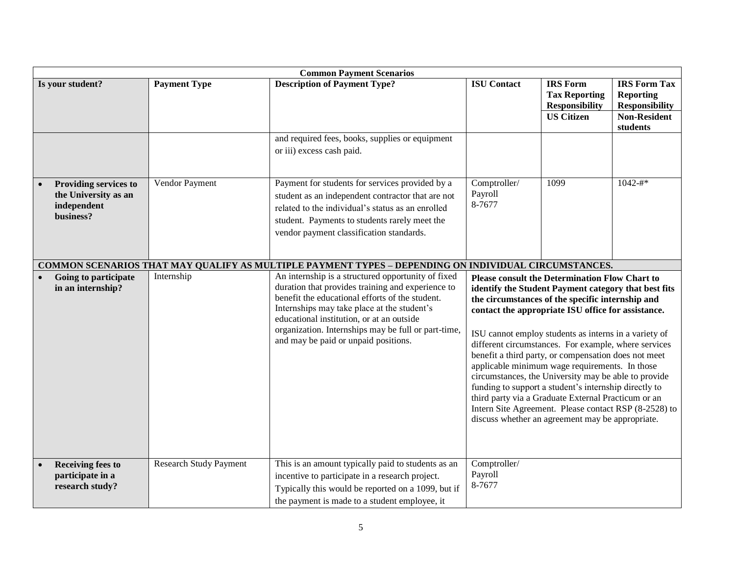| Common Payment Scenarios | | | | | |
|---|---|---|---|---|---|
| **Is your student?** | **Payment Type** | **Description of Payment Type?** | **ISU Contact** | **IRS Form Tax Reporting Responsibility**<br>**US Citizen** | **IRS Form Tax Reporting Responsibility**<br>**Non-Resident students** |
| | | and required fees, books, supplies or equipment or iii) excess cash paid. | | | |
| • **Providing services to the University as an independent business?** | Vendor Payment | Payment for students for services provided by a student as an independent contractor that are not related to the individual's status as an enrolled student. Payments to students rarely meet the vendor payment classification standards. | Comptroller/ Payroll 8-7677 | 1099 | 1042-#* |
| **COMMON SCENARIOS THAT MAY QUALIFY AS MULTIPLE PAYMENT TYPES – DEPENDING ON INDIVIDUAL CIRCUMSTANCES.** | | | | | |
| • **Going to participate in an internship?** | Internship | An internship is a structured opportunity of fixed duration that provides training and experience to benefit the educational efforts of the student. Internships may take place at the student's educational institution, or at an outside organization. Internships may be full or part-time, and may be paid or unpaid positions. | **Please consult the Determination Flow Chart to identify the Student Payment category that best fits the circumstances of the specific internship and contact the appropriate ISU office for assistance.**<br><br>ISU cannot employ students as interns in a variety of different circumstances. For example, where services benefit a third party, or compensation does not meet applicable minimum wage requirements. In those circumstances, the University may be able to provide funding to support a student's internship directly to third party via a Graduate External Practicum or an Intern Site Agreement. Please contact RSP (8-2528) to discuss whether an agreement may be appropriate. | | |
| • **Receiving fees to participate in a research study?** | Research Study Payment | This is an amount typically paid to students as an incentive to participate in a research project. Typically this would be reported on a 1099, but if the payment is made to a student employee, it | Comptroller/ Payroll 8-7677 | | |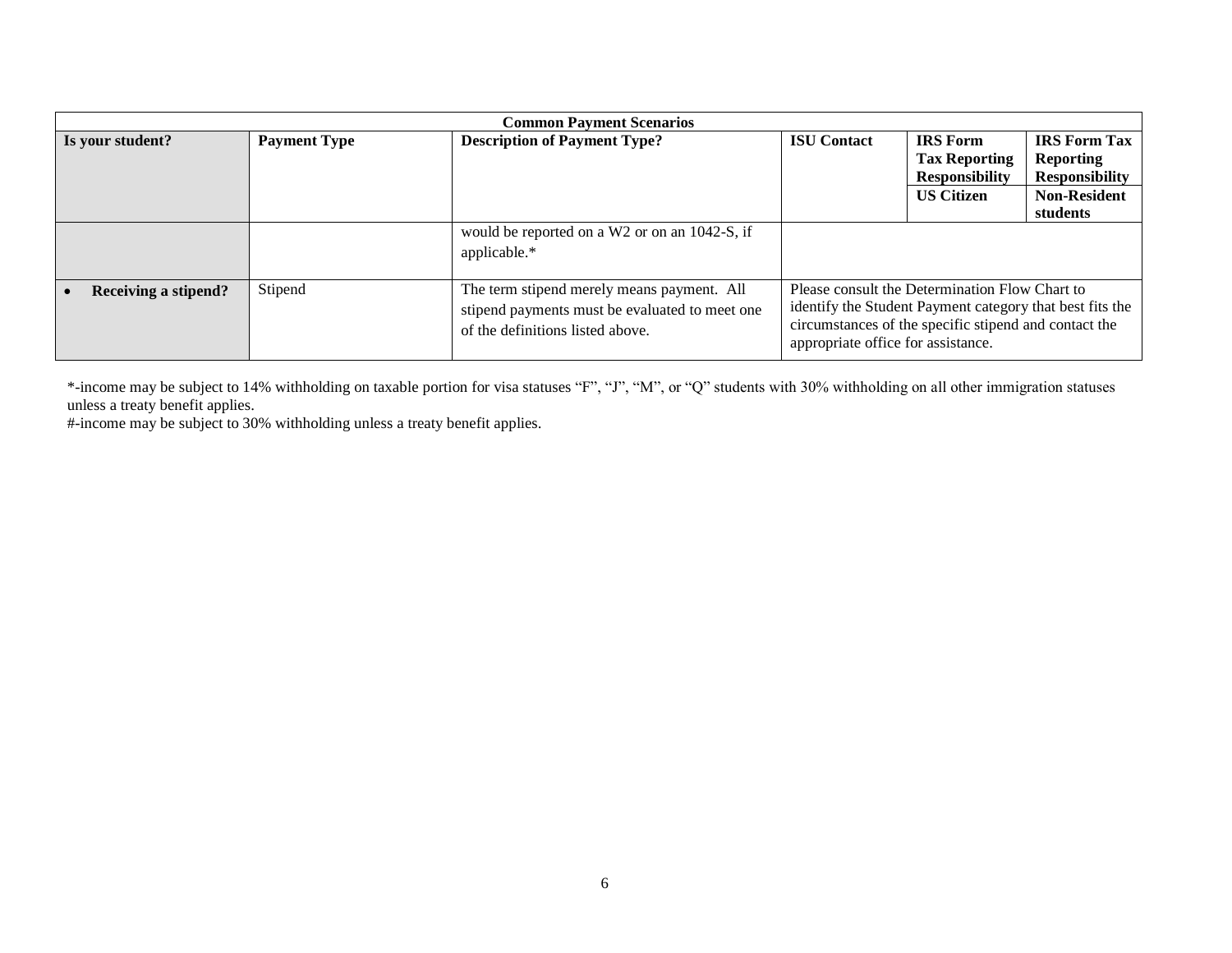| Common Payment Scenarios | | | | | |
|---|---|---|---|---|---|
| **Is your student?** | **Payment Type** | **Description of Payment Type?** | **ISU Contact** | **IRS Form Tax Reporting Responsibility** | **IRS Form Tax Reporting Responsibility** |
| | | | | **US Citizen** | **Non-Resident students** |
| | | would be reported on a W2 or on an 1042-S, if applicable.* | | | |
| • **Receiving a stipend?** | Stipend | The term stipend merely means payment. All stipend payments must be evaluated to meet one of the definitions listed above. | Please consult the Determination Flow Chart to identify the Student Payment category that best fits the circumstances of the specific stipend and contact the appropriate office for assistance. | | |

*-income may be subject to 14% withholding on taxable portion for visa statuses "F", "J", "M", or "Q" students with 30% withholding on all other immigration statuses unless a treaty benefit applies.

#-income may be subject to 30% withholding unless a treaty benefit applies.